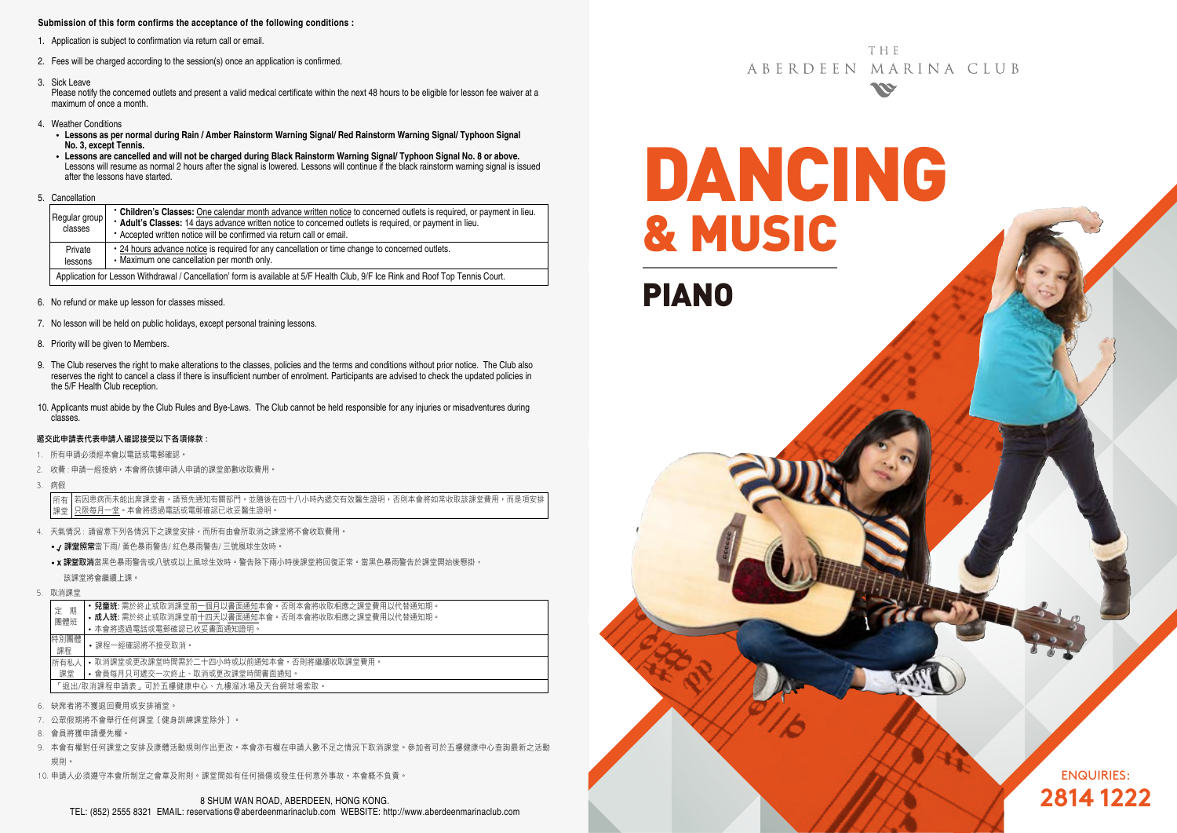**Submission of this form confirms the acceptance of the following conditions :**

1. Application is subject to confirmation via return call or email.
2. Fees will be charged according to the session(s) once an application is confirmed.
3. Sick Leave
   Please notify the concerned outlets and present a valid medical certificate within the next 48 hours to be eligible for lesson fee waiver at a maximum of once a month.
4. Weather Conditions
   - **Lessons as per normal during Rain / Amber Rainstorm Warning Signal/ Red Rainstorm Warning Signal/ Typhoon Signal No. 3, except Tennis.**
   - **Lessons are cancelled and will not be charged during Black Rainstorm Warning Signal/ Typhoon Signal No. 8 or above.** Lessons will resume as normal 2 hours after the signal is lowered. Lessons will continue if the black rainstorm warning signal is issued after the lessons have started.
5. Cancellation

| | |
|---|---|
| Regular group classes | • **Children's Classes:** One calendar month advance written notice to concerned outlets is required, or payment in lieu.<br>• **Adult's Classes:** 14 days advance written notice to concerned outlets is required, or payment in lieu.<br>• Accepted written notice will be confirmed via return call or email. |
| Private lessons | • 24 hours advance notice is required for any cancellation or time change to concerned outlets.<br>• Maximum one cancellation per month only. |
| Application for Lesson Withdrawal / Cancellation' form is available at 5/F Health Club, 9/F Ice Rink and Roof Top Tennis Court. | |

6. No refund or make up lesson for classes missed.
7. No lesson will be held on public holidays, except personal training lessons.
8. Priority will be given to Members.
9. The Club reserves the right to make alterations to the classes, policies and the terms and conditions without prior notice. The Club also reserves the right to cancel a class if there is insufficient number of enrolment. Participants are advised to check the updated policies in the 5/F Health Club reception.
10. Applicants must abide by the Club Rules and Bye-Laws. The Club cannot be held responsible for any injuries or misadventures during classes.

**遞交此申請表代表申請人確認接受以下各項條款：**

1. 所有申請必須經本會以電話或電郵確認。
2. 收費：申請一經接納，本會將依據申請人申請的課堂節數收取費用。
3. 病假

| | |
|---|---|
| 所有課堂 | 若因患病而未能出席課堂者，請預先通知有關部門，並隨後在四十八小時內遞交有效醫生證明，否則本會將如常收取該課堂費用，而是項安排只限每月一堂。本會將透過電話或電郵確認已收妥醫生證明。 |

4. 天氣情況：請留意下列各情況下之課堂安排，而所有由會所取消之課堂將不會收取費用。
   - ✓ **課堂照常**當下雨/ 黃色暴雨警告/ 紅色暴雨警告/ 三號風球生效時。
   - x **課堂取消**當黑色暴雨警告或八號或以上風球生效時。警告除下兩小時後課堂將回復正常。當黑色暴雨警告於課堂開始後懸掛，該課堂將會繼續上課。
5. 取消課堂

| | |
|---|---|
| 定期團體班 | • **兒童班**: 需於終止或取消課堂前一個月以書面通知本會。否則本會將收取相應之課堂費用以代替通知期。<br>• **成人班**: 需於終止或取消課堂前十四天以書面通知本會。否則本會將收取相應之課堂費用以代替通知期。<br>• 本會將透過電話或電郵確認已收妥書面通知證明。 |
| 特別團體課程 | • 課程一經確認將不接受取消。 |
| 所有私人課堂 | • 取消課堂或更改課堂時間需於二十四小時或以前通知本會，否則將繼續收取課堂費用。<br>• 會員每月只可遞交一次終止、取消或更改課堂時間書面通知。 |
| 「退出/取消課程申請表」可於五樓健康中心、九樓溜冰場及天台網球場索取。 | |

6. 缺席者將不獲退回費用或安排補堂。
7. 公眾假期將不會舉行任何課堂〔健身訓練課堂除外〕。
8. 會員將獲申請優先權。
9. 本會有權對任何課堂之安排及康體活動規則作出更改。本會亦有權在申請人數不足之情況下取消課堂。參加者可於五樓健康中心查詢最新之活動規則。
10. 申請人必須遵守本會所制定之會章及附則。課堂間如有任何損傷或發生任何意外事故，本會概不負責。

8 SHUM WAN ROAD, ABERDEEN, HONG KONG.
TEL: (852) 2555 8321 EMAIL: reservations@aberdeenmarinaclub.com WEBSITE: http://www.aberdeenmarinaclub.com

THE ABERDEEN MARINA CLUB

# DANCING & MUSIC

## PIANO

ENQUIRIES:
**2814 1222**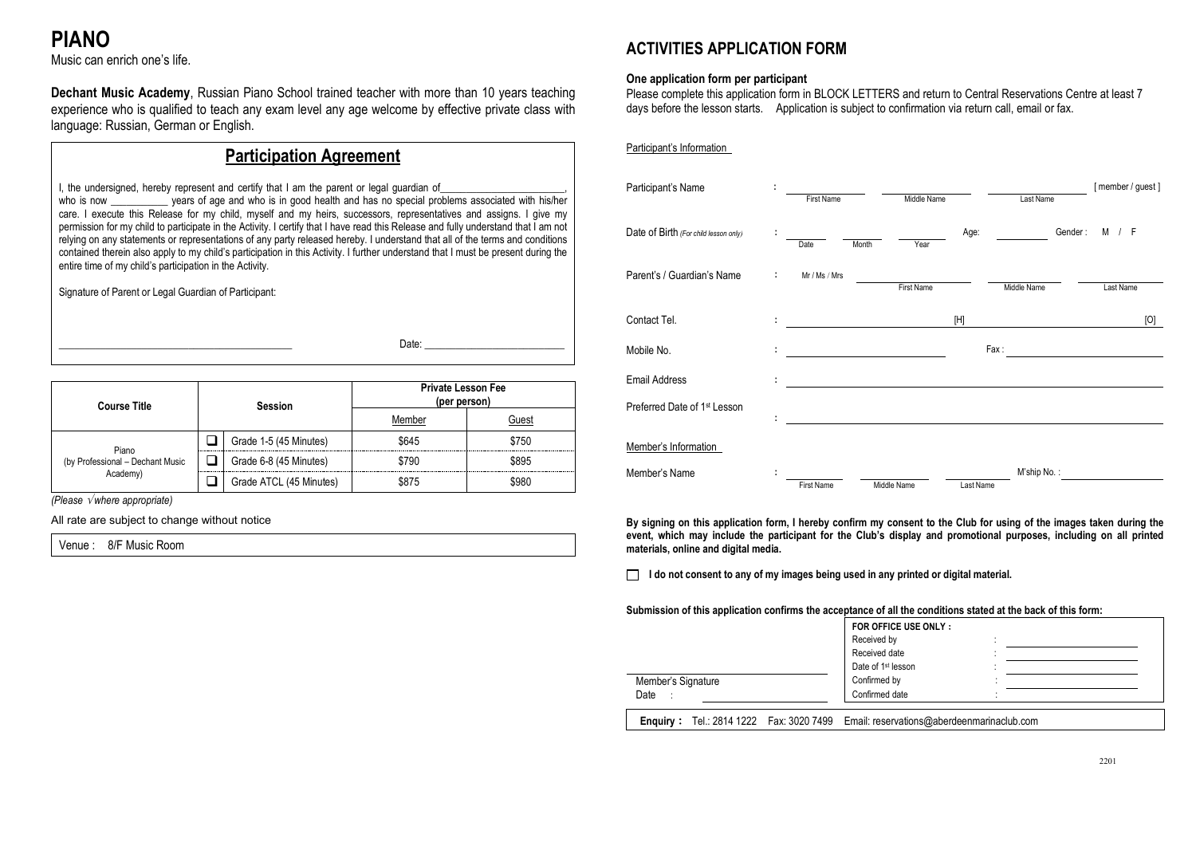# PIANO

Music can enrich one's life.

**Dechant Music Academy**, Russian Piano School trained teacher with more than 10 years teaching experience who is qualified to teach any exam level any age welcome by effective private class with language: Russian, German or English.

## Participation Agreement

I, the undersigned, hereby represent and certify that I am the parent or legal guardian of_______________________, who is now __________ years of age and who is in good health and has no special problems associated with his/her care. I execute this Release for my child, myself and my heirs, successors, representatives and assigns. I give my permission for my child to participate in the Activity. I certify that I have read this Release and fully understand that I am not relying on any statements or representations of any party released hereby. I understand that all of the terms and conditions contained therein also apply to my child's participation in this Activity. I further understand that I must be present during the entire time of my child's participation in the Activity.

Signature of Parent or Legal Guardian of Participant:

__________________________________________ Date: __________________________

| Course Title | | Session | Private Lesson Fee (per person) | |
|---|---|---|---|---|
| | | | Member | Guest |
| Piano (by Professional – Dechant Music Academy) | ☐ | Grade 1-5 (45 Minutes) | $645 | $750 |
| | ☐ | Grade 6-8 (45 Minutes) | $790 | $895 |
| | ☐ | Grade ATCL (45 Minutes) | $875 | $980 |

*(Please √ where appropriate)*

All rate are subject to change without notice

Venue : 8/F Music Room

## ACTIVITIES APPLICATION FORM

**One application form per participant**

Please complete this application form in BLOCK LETTERS and return to Central Reservations Centre at least 7 days before the lesson starts. Application is subject to confirmation via return call, email or fax.

Participant's Information

Participant's Name : ____________ First Name ____________ Middle Name ____________ Last Name [ member / guest ]

Date of Birth *(For child lesson only)* : ______ Date ______ Month ______ Year Age: ________ Gender : M / F

Parent's / Guardian's Name : Mr / Ms / Mrs ____________ First Name ____________ Middle Name ____________ Last Name

Contact Tel. : ____________________ [H] ____________________ [O]

Mobile No. : ____________________ Fax : ____________________

Email Address : ____________________

Preferred Date of 1st Lesson : ____________________

Member's Information

Member's Name : ____________ First Name ____________ Middle Name ____________ Last Name M'ship No. : ____________

**By signing on this application form, I hereby confirm my consent to the Club for using of the images taken during the event, which may include the participant for the Club's display and promotional purposes, including on all printed materials, online and digital media.**

☐ **I do not consent to any of my images being used in any printed or digital material.**

**Submission of this application confirms the acceptance of all the conditions stated at the back of this form:**

____________________
Member's Signature
Date : ____________

| FOR OFFICE USE ONLY : | |
|---|---|
| Received by | : |
| Received date | : |
| Date of 1st lesson | : |
| Confirmed by | : |
| Confirmed date | : |

**Enquiry :** Tel.: 2814 1222 Fax: 3020 7499 Email: reservations@aberdeenmarinaclub.com

2201